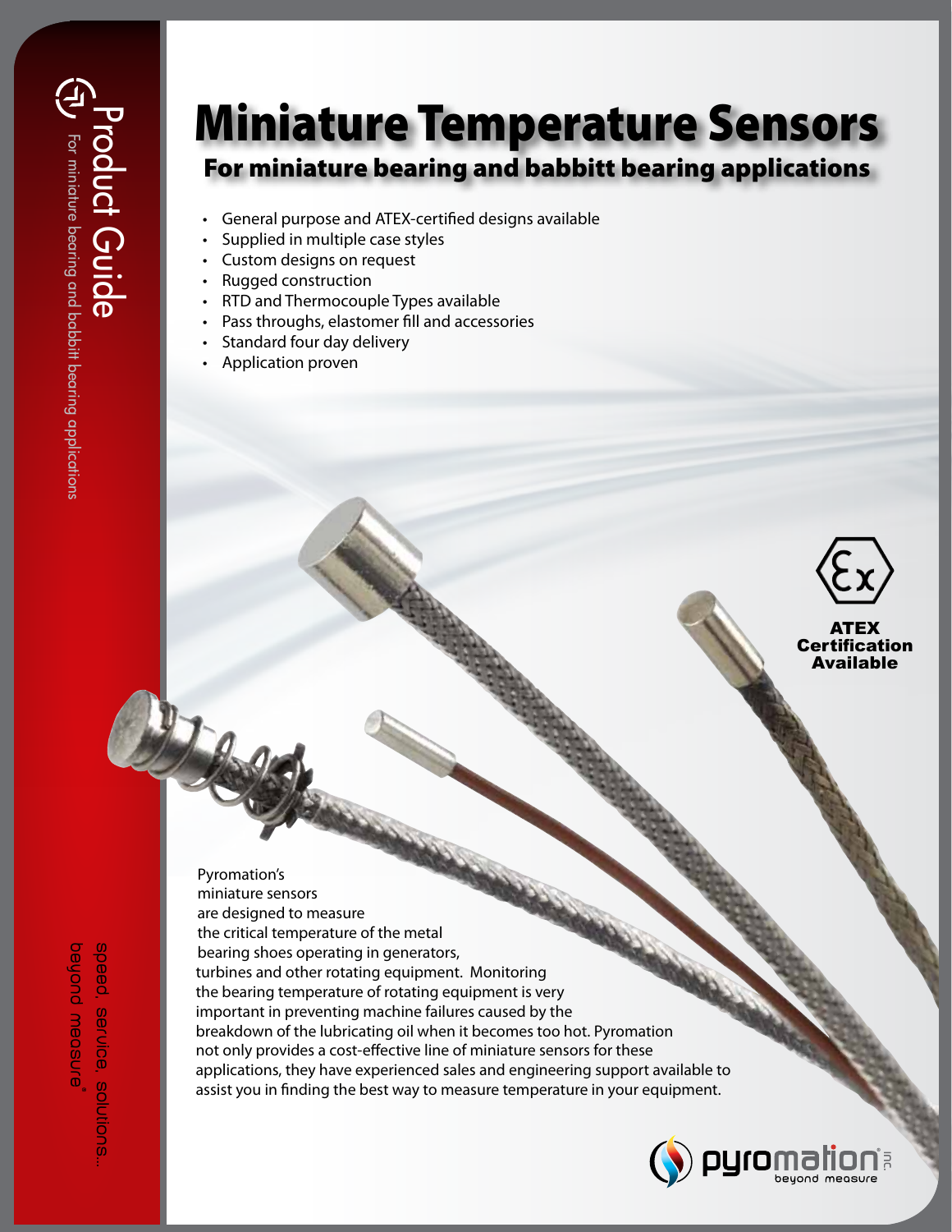Product Guide

For miniature bearing and babbitt bearing applications

# Miniature Temperature Sensors

## For miniature bearing and babbitt bearing applications

- General purpose and ATEX-certified designs available
- Supplied in multiple case styles
- Custom designs on request
- Rugged construction
- RTD and Thermocouple Types available
- Pass throughs, elastomer fill and accessories
- Standard four day delivery
- Application proven

**ATEX Certification Available**

Pyromation's miniature sensors are designed to measure the critical temperature of the metal bearing shoes operating in generators, turbines and other rotating equipment. Monitoring the bearing temperature of rotating equipment is very important in preventing machine failures caused by the breakdown of the lubricating oil when it becomes too hot. Pyromation not only provides a cost-effective line of miniature sensors for these applications, they have experienced sales and engineering support available to assist you in finding the best way to measure temperature in your equipment.

speed, service, solutions...
beyond measure®

pyromation inc.
beyond measure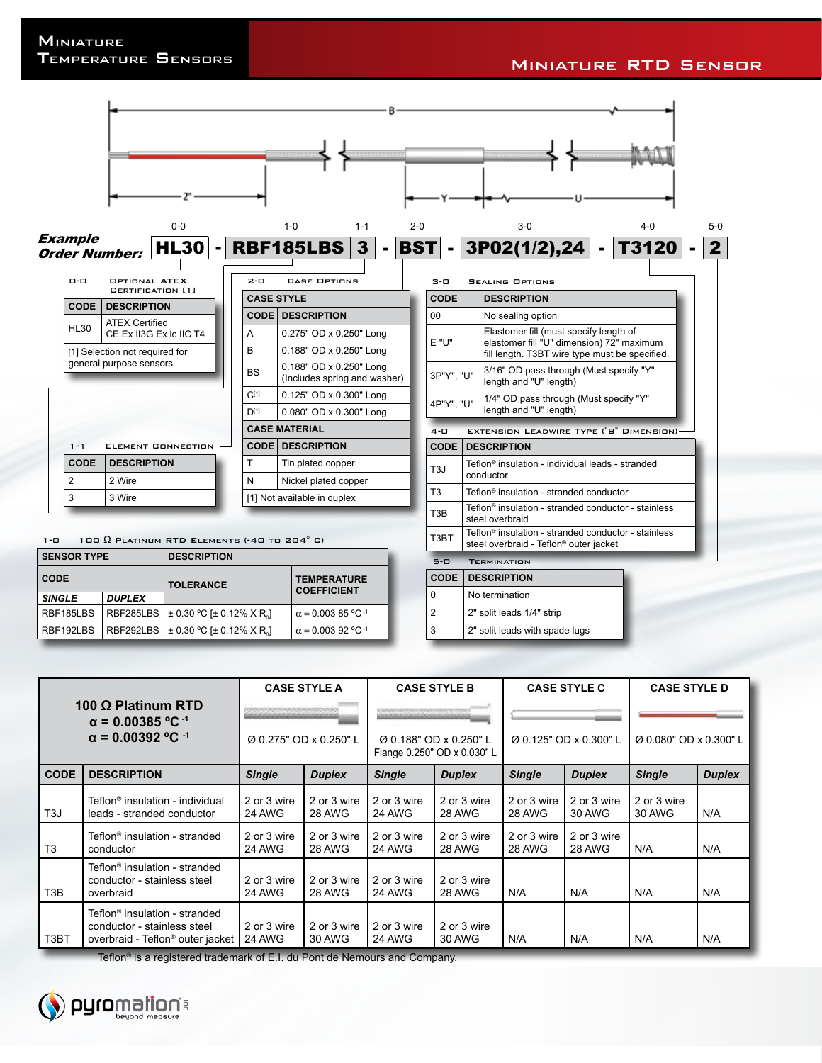# Miniature Temperature Sensors

## Miniature RTD Sensor

B

2"

Y U

**Example Order Number:**

| 0-0 | 1-0 | 1-1 | 2-0 | 3-0 | 4-0 | 5-0 |
|---|---|---|---|---|---|---|
| HL30 | RBF185LBS | 3 | BST | 3P02(1/2),24 | T3120 | 2 |

HL30 - RBF185LBS 3 - BST - 3P02(1/2),24 - T3120 - 2

### 0-0 Optional ATEX Certification [1]

| CODE | DESCRIPTION |
|---|---|
| HL30 | ATEX Certified CE Ex II3G Ex ic IIC T4 |

[1] Selection not required for general purpose sensors

### 1-1 Element Connection

| CODE | DESCRIPTION |
|---|---|
| 2 | 2 Wire |
| 3 | 3 Wire |

### 1-0 100 Ω Platinum RTD Elements (-40 to 204° C)

| SENSOR TYPE | | DESCRIPTION | |
|---|---|---|---|
| CODE | | TOLERANCE | TEMPERATURE COEFFICIENT |
| *SINGLE* | *DUPLEX* | | |
| RBF185LBS | RBF285LBS | ± 0.30 °C [± 0.12% X $R_0$] | $\alpha = 0.003\ 85\ °C^{-1}$ |
| RBF192LBS | RBF292LBS | ± 0.30 °C [± 0.12% X $R_0$] | $\alpha = 0.003\ 92\ °C^{-1}$ |

### 2-0 Case Options

| CASE STYLE | |
|---|---|
| **CODE** | **DESCRIPTION** |
| A | 0.275" OD x 0.250" Long |
| B | 0.188" OD x 0.250" Long |
| BS | 0.188" OD x 0.250" Long (Includes spring and washer) |
| C[1] | 0.125" OD x 0.300" Long |
| D[1] | 0.080" OD x 0.300" Long |
| **CASE MATERIAL** | |
| **CODE** | **DESCRIPTION** |
| T | Tin plated copper |
| N | Nickel plated copper |

[1] Not available in duplex

### 3-0 Sealing Options

| CODE | DESCRIPTION |
|---|---|
| 00 | No sealing option |
| E "U" | Elastomer fill (must specify length of elastomer fill "U" dimension) 72" maximum fill length. T3BT wire type must be specified. |
| 3P"Y", "U" | 3/16" OD pass through (Must specify "Y" length and "U" length) |
| 4P"Y", "U" | 1/4" OD pass through (Must specify "Y" length and "U" length) |

### 4-0 Extension Leadwire Type ("B" Dimension)

| CODE | DESCRIPTION |
|---|---|
| T3J | Teflon® insulation - individual leads - stranded conductor |
| T3 | Teflon® insulation - stranded conductor |
| T3B | Teflon® insulation - stranded conductor - stainless steel overbraid |
| T3BT | Teflon® insulation - stranded conductor - stainless steel overbraid - Teflon® outer jacket |

### 5-0 Termination

| CODE | DESCRIPTION |
|---|---|
| 0 | No termination |
| 2 | 2" split leads 1/4" strip |
| 3 | 2" split leads with spade lugs |

| 100 Ω Platinum RTD $\alpha = 0.00385\ °C^{-1}$ $\alpha = 0.00392\ °C^{-1}$ | | CASE STYLE A Ø 0.275" OD x 0.250" L | | CASE STYLE B Ø 0.188" OD x 0.250" L Flange 0.250" OD x 0.030" L | | CASE STYLE C Ø 0.125" OD x 0.300" L | | CASE STYLE D Ø 0.080" OD x 0.300" L | |
|---|---|---|---|---|---|---|---|---|---|
| **CODE** | **DESCRIPTION** | *Single* | *Duplex* | *Single* | *Duplex* | *Single* | *Duplex* | *Single* | *Duplex* |
| T3J | Teflon® insulation - individual leads - stranded conductor | 2 or 3 wire 24 AWG | 2 or 3 wire 28 AWG | 2 or 3 wire 24 AWG | 2 or 3 wire 28 AWG | 2 or 3 wire 28 AWG | 2 or 3 wire 30 AWG | 2 or 3 wire 30 AWG | N/A |
| T3 | Teflon® insulation - stranded conductor | 2 or 3 wire 24 AWG | 2 or 3 wire 28 AWG | 2 or 3 wire 24 AWG | 2 or 3 wire 28 AWG | 2 or 3 wire 28 AWG | 2 or 3 wire 28 AWG | N/A | N/A |
| T3B | Teflon® insulation - stranded conductor - stainless steel overbraid | 2 or 3 wire 24 AWG | 2 or 3 wire 28 AWG | 2 or 3 wire 24 AWG | 2 or 3 wire 28 AWG | N/A | N/A | N/A | N/A |
| T3BT | Teflon® insulation - stranded conductor - stainless steel overbraid - Teflon® outer jacket | 2 or 3 wire 24 AWG | 2 or 3 wire 30 AWG | 2 or 3 wire 24 AWG | 2 or 3 wire 30 AWG | N/A | N/A | N/A | N/A |

Teflon® is a registered trademark of E.I. du Pont de Nemours and Company.

pyromation inc. beyond measure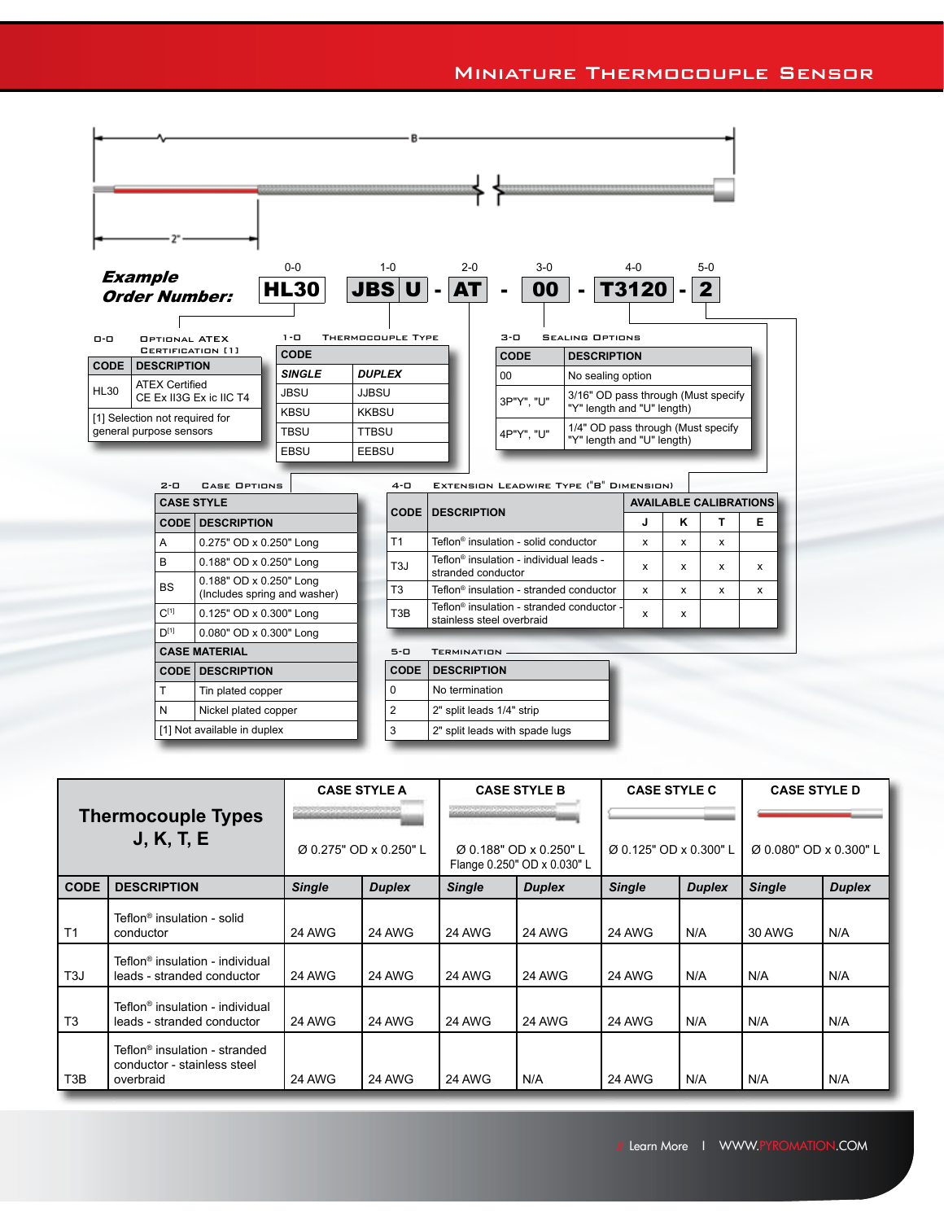# Miniature Thermocouple Sensor

B

2"

**Example Order Number:**

| 0-0 | 1-0 | 2-0 | 3-0 | 4-0 | 5-0 |
|---|---|---|---|---|---|
| HL30 | JBS U | - AT | - 00 | - T3120 | - 2 |

### 0-0 Optional ATEX Certification [1]

| CODE | DESCRIPTION |
|---|---|
| HL30 | ATEX Certified CE Ex II3G Ex ic IIC T4 |

[1] Selection not required for general purpose sensors

### 1-0 Thermocouple Type

| CODE | |
|---|---|
| *SINGLE* | *DUPLEX* |
| JBSU | JJBSU |
| KBSU | KKBSU |
| TBSU | TTBSU |
| EBSU | EEBSU |

### 3-0 Sealing Options

| CODE | DESCRIPTION |
|---|---|
| 00 | No sealing option |
| 3P"Y", "U" | 3/16" OD pass through (Must specify "Y" length and "U" length) |
| 4P"Y", "U" | 1/4" OD pass through (Must specify "Y" length and "U" length) |

### 2-0 Case Options

**CASE STYLE**

| CODE | DESCRIPTION |
|---|---|
| A | 0.275" OD x 0.250" Long |
| B | 0.188" OD x 0.250" Long |
| BS | 0.188" OD x 0.250" Long (Includes spring and washer) |
| C[1] | 0.125" OD x 0.300" Long |
| D[1] | 0.080" OD x 0.300" Long |

**CASE MATERIAL**

| CODE | DESCRIPTION |
|---|---|
| T | Tin plated copper |
| N | Nickel plated copper |

[1] Not available in duplex

### 4-0 Extension Leadwire Type ("B" Dimension)

| CODE | DESCRIPTION | AVAILABLE CALIBRATIONS | | | |
|---|---|---|---|---|---|
| | | J | K | T | E |
| T1 | Teflon® insulation - solid conductor | x | x | x | |
| T3J | Teflon® insulation - individual leads - stranded conductor | x | x | x | x |
| T3 | Teflon® insulation - stranded conductor | x | x | x | x |
| T3B | Teflon® insulation - stranded conductor - stainless steel overbraid | x | x | | |

### 5-0 Termination

| CODE | DESCRIPTION |
|---|---|
| 0 | No termination |
| 2 | 2" split leads 1/4" strip |
| 3 | 2" split leads with spade lugs |

## Thermocouple Types J, K, T, E

| | | CASE STYLE A | | CASE STYLE B | | CASE STYLE C | | CASE STYLE D | |
|---|---|---|---|---|---|---|---|---|---|
| | | Ø 0.275" OD x 0.250" L | | Ø 0.188" OD x 0.250" L Flange 0.250" OD x 0.030" L | | Ø 0.125" OD x 0.300" L | | Ø 0.080" OD x 0.300" L | |
| **CODE** | **DESCRIPTION** | *Single* | *Duplex* | *Single* | *Duplex* | *Single* | *Duplex* | *Single* | *Duplex* |
| T1 | Teflon® insulation - solid conductor | 24 AWG | 24 AWG | 24 AWG | 24 AWG | 24 AWG | N/A | 30 AWG | N/A |
| T3J | Teflon® insulation - individual leads - stranded conductor | 24 AWG | 24 AWG | 24 AWG | 24 AWG | 24 AWG | N/A | N/A | N/A |
| T3 | Teflon® insulation - individual leads - stranded conductor | 24 AWG | 24 AWG | 24 AWG | 24 AWG | 24 AWG | N/A | N/A | N/A |
| T3B | Teflon® insulation - stranded conductor - stainless steel overbraid | 24 AWG | 24 AWG | 24 AWG | N/A | 24 AWG | N/A | N/A | N/A |

Learn More | WWW.PYROMATION.COM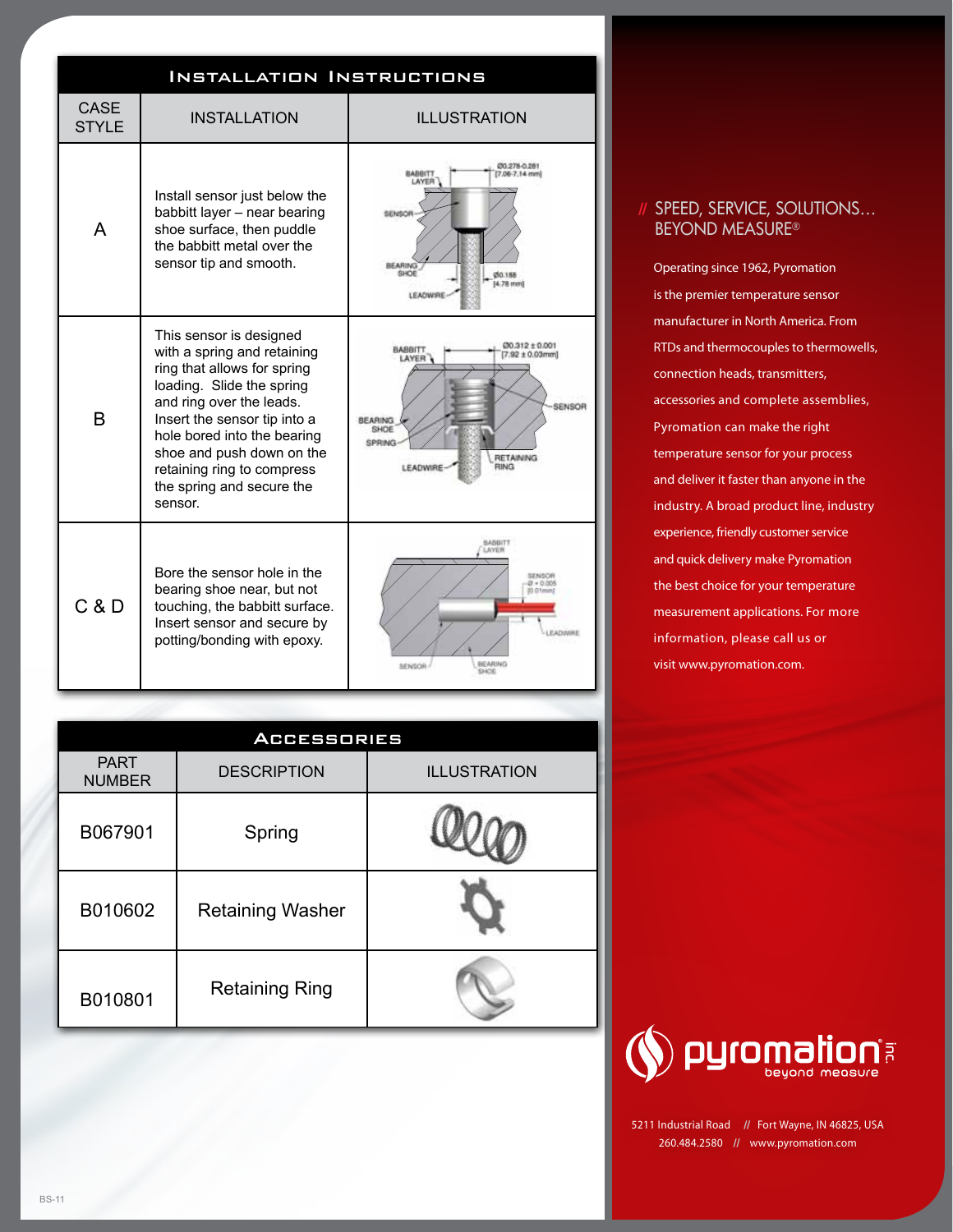## Installation Instructions

| CASE STYLE | INSTALLATION | ILLUSTRATION |
| --- | --- | --- |
| A | Install sensor just below the babbitt layer – near bearing shoe surface, then puddle the babbitt metal over the sensor tip and smooth. | BABBITT LAYER; Ø0.278-0.281 [7.06-7.14 mm]; SENSOR; BEARING SHOE; Ø0.188 [4.78 mm]; LEADWIRE |
| B | This sensor is designed with a spring and retaining ring that allows for spring loading. Slide the spring and ring over the leads. Insert the sensor tip into a hole bored into the bearing shoe and push down on the retaining ring to compress the spring and secure the sensor. | BABBITT LAYER; Ø0.312 ± 0.001 [7.92 ± 0.03mm]; SENSOR; BEARING SHOE; SPRING; LEADWIRE; RETAINING RING |
| C & D | Bore the sensor hole in the bearing shoe near, but not touching, the babbitt surface. Insert sensor and secure by potting/bonding with epoxy. | BABBITT LAYER; SENSOR Ø + 0.005 [0.01mm]; LEADWIRE; SENSOR; BEARING SHOE |

## Accessories

| PART NUMBER | DESCRIPTION | ILLUSTRATION |
| --- | --- | --- |
| B067901 | Spring | |
| B010602 | Retaining Washer | |
| B010801 | Retaining Ring | |

## // SPEED, SERVICE, SOLUTIONS… BEYOND MEASURE®

Operating since 1962, Pyromation is the premier temperature sensor manufacturer in North America. From RTDs and thermocouples to thermowells, connection heads, transmitters, accessories and complete assemblies, Pyromation can make the right temperature sensor for your process and deliver it faster than anyone in the industry. A broad product line, industry experience, friendly customer service and quick delivery make Pyromation the best choice for your temperature measurement applications. For more information, please call us or visit www.pyromation.com.

pyromation inc. beyond measure

5211 Industrial Road // Fort Wayne, IN 46825, USA
260.484.2580 // www.pyromation.com

BS-11